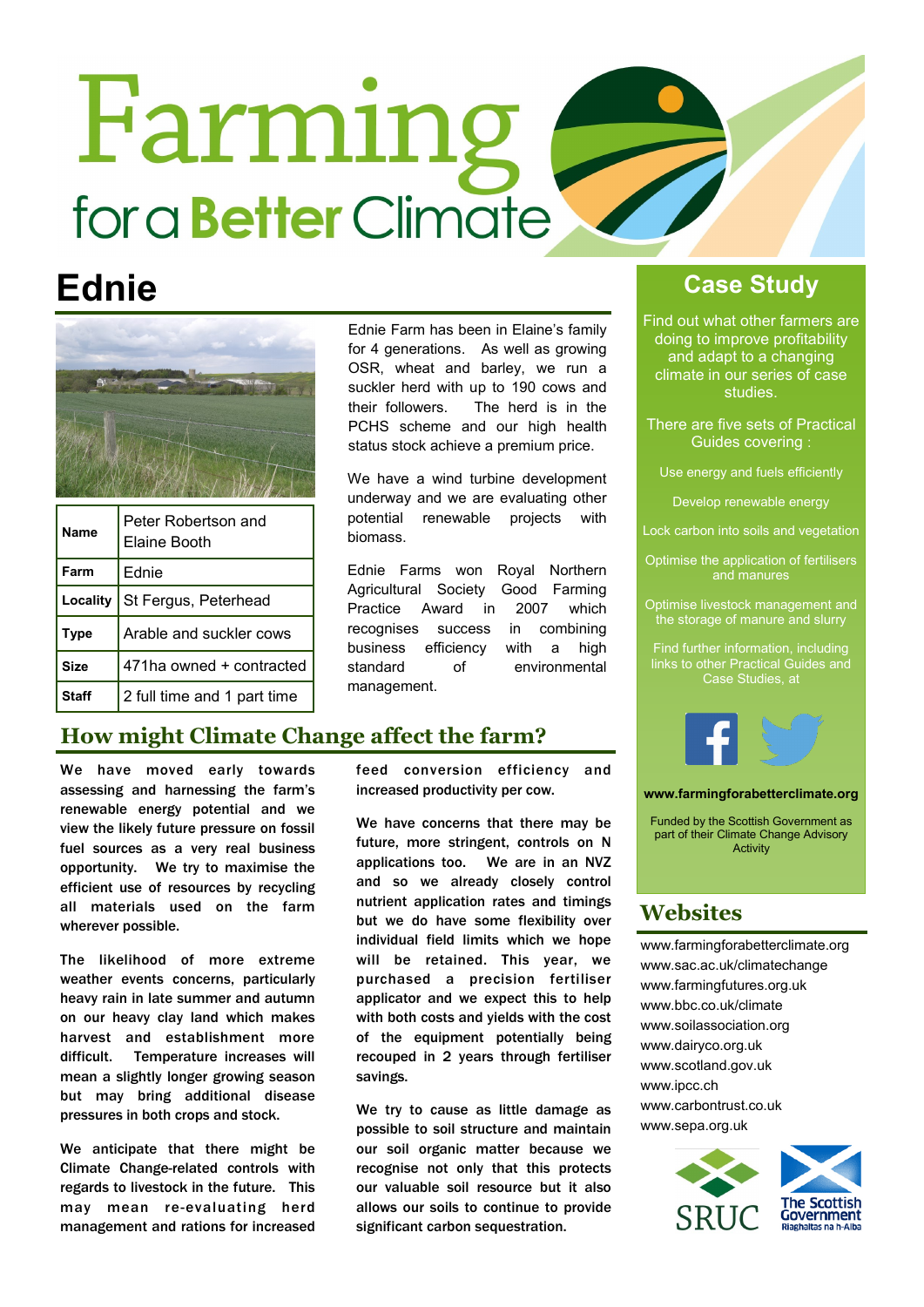# Farming for a Better Climate

# Ednie

| Name | Peter Robertson and Elaine Booth |
|---|---|
| Farm | Ednie |
| Locality | St Fergus, Peterhead |
| Type | Arable and suckler cows |
| Size | 471ha owned + contracted |
| Staff | 2 full time and 1 part time |

Ednie Farm has been in Elaine's family for 4 generations. As well as growing OSR, wheat and barley, we run a suckler herd with up to 190 cows and their followers. The herd is in the PCHS scheme and our high health status stock achieve a premium price.

We have a wind turbine development underway and we are evaluating other potential renewable projects with biomass.

Ednie Farms won Royal Northern Agricultural Society Good Farming Practice Award in 2007 which recognises success in combining business efficiency with a high standard of environmental management.

## How might Climate Change affect the farm?

**We have moved early towards assessing and harnessing the farm's renewable energy potential and we view the likely future pressure on fossil fuel sources as a very real business opportunity. We try to maximise the efficient use of resources by recycling all materials used on the farm wherever possible.**

**The likelihood of more extreme weather events concerns, particularly heavy rain in late summer and autumn on our heavy clay land which makes harvest and establishment more difficult. Temperature increases will mean a slightly longer growing season but may bring additional disease pressures in both crops and stock.**

**We anticipate that there might be Climate Change-related controls with regards to livestock in the future. This may mean re-evaluating herd management and rations for increased feed conversion efficiency and increased productivity per cow.**

**We have concerns that there may be future, more stringent, controls on N applications too. We are in an NVZ and so we already closely control nutrient application rates and timings but we do have some flexibility over individual field limits which we hope will be retained. This year, we purchased a precision fertiliser applicator and we expect this to help with both costs and yields with the cost of the equipment potentially being recouped in 2 years through fertiliser savings.**

**We try to cause as little damage as possible to soil structure and maintain our soil organic matter because we recognise not only that this protects our valuable soil resource but it also allows our soils to continue to provide significant carbon sequestration.**

## Case Study

Find out what other farmers are doing to improve profitability and adapt to a changing climate in our series of case studies.

There are five sets of Practical Guides covering :

- Use energy and fuels efficiently
- Develop renewable energy
- Lock carbon into soils and vegetation
- Optimise the application of fertilisers and manures
- Optimise livestock management and the storage of manure and slurry

Find further information, including links to other Practical Guides and Case Studies, at

**www.farmingforabetterclimate.org**

Funded by the Scottish Government as part of their Climate Change Advisory Activity

## Websites

www.farmingforabetterclimate.org
www.sac.ac.uk/climatechange
www.farmingfutures.org.uk
www.bbc.co.uk/climate
www.soilassociation.org
www.dairyco.org.uk
www.scotland.gov.uk
www.ipcc.ch
www.carbontrust.co.uk
www.sepa.org.uk

SRUC — The Scottish Government / Riaghaltas na h-Alba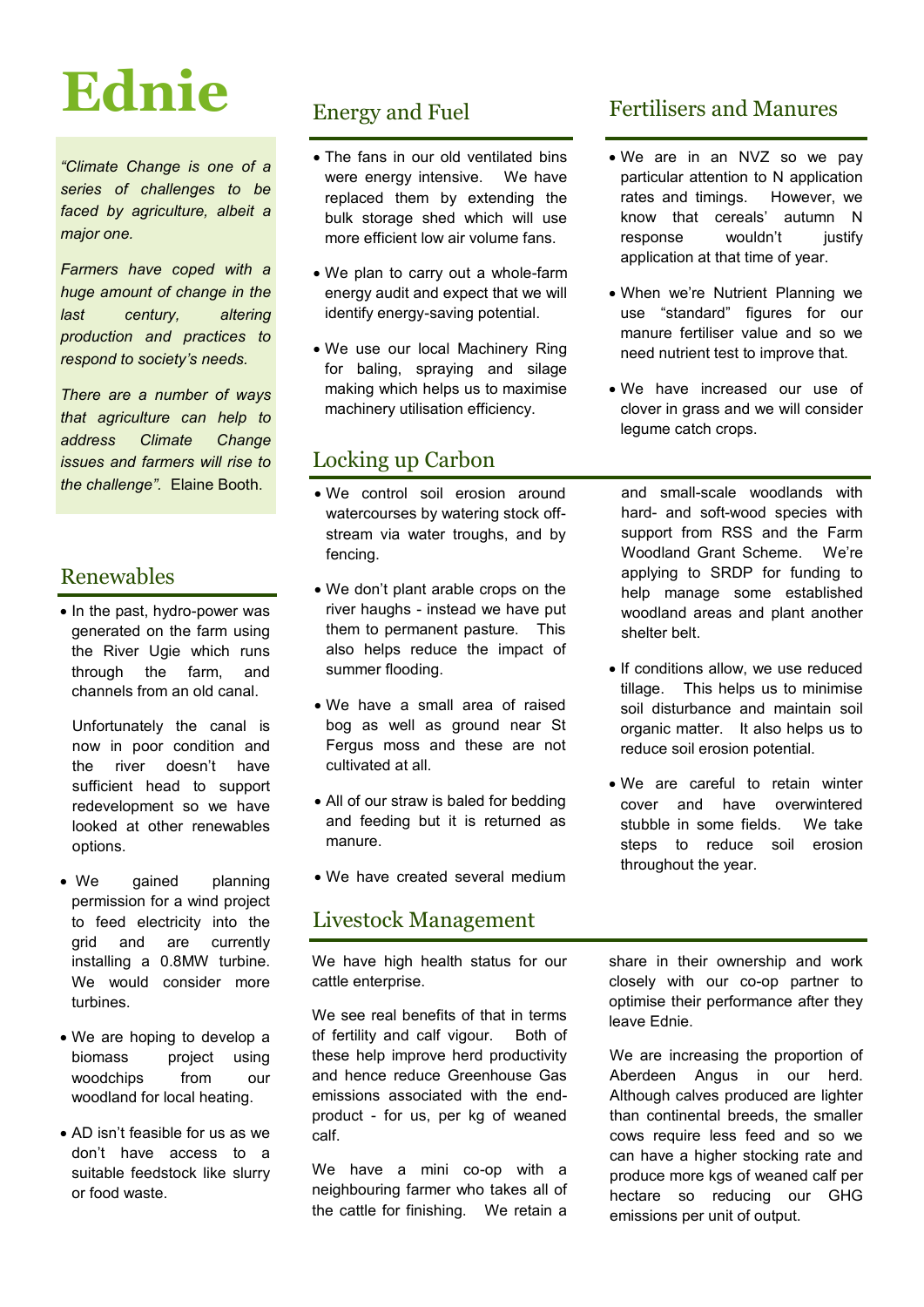# Ednie

*"Climate Change is one of a series of challenges to be faced by agriculture, albeit a major one.*

*Farmers have coped with a huge amount of change in the last century, altering production and practices to respond to society's needs.*

*There are a number of ways that agriculture can help to address Climate Change issues and farmers will rise to the challenge".* Elaine Booth.

## Renewables

- In the past, hydro-power was generated on the farm using the River Ugie which runs through the farm, and channels from an old canal.

  Unfortunately the canal is now in poor condition and the river doesn't have sufficient head to support redevelopment so we have looked at other renewables options.

- We gained planning permission for a wind project to feed electricity into the grid and are currently installing a 0.8MW turbine. We would consider more turbines.
- We are hoping to develop a biomass project using woodchips from our woodland for local heating.
- AD isn't feasible for us as we don't have access to a suitable feedstock like slurry or food waste.

## Energy and Fuel

- The fans in our old ventilated bins were energy intensive. We have replaced them by extending the bulk storage shed which will use more efficient low air volume fans.
- We plan to carry out a whole-farm energy audit and expect that we will identify energy-saving potential.
- We use our local Machinery Ring for baling, spraying and silage making which helps us to maximise machinery utilisation efficiency.

## Fertilisers and Manures

- We are in an NVZ so we pay particular attention to N application rates and timings. However, we know that cereals' autumn N response wouldn't justify application at that time of year.
- When we're Nutrient Planning we use "standard" figures for our manure fertiliser value and so we need nutrient test to improve that.
- We have increased our use of clover in grass and we will consider legume catch crops.

## Locking up Carbon

- We control soil erosion around watercourses by watering stock off-stream via water troughs, and by fencing.
- We don't plant arable crops on the river haughs - instead we have put them to permanent pasture. This also helps reduce the impact of summer flooding.
- We have a small area of raised bog as well as ground near St Fergus moss and these are not cultivated at all.
- All of our straw is baled for bedding and feeding but it is returned as manure.
- We have created several medium and small-scale woodlands with hard- and soft-wood species with support from RSS and the Farm Woodland Grant Scheme. We're applying to SRDP for funding to help manage some established woodland areas and plant another shelter belt.
- If conditions allow, we use reduced tillage. This helps us to minimise soil disturbance and maintain soil organic matter. It also helps us to reduce soil erosion potential.
- We are careful to retain winter cover and have overwintered stubble in some fields. We take steps to reduce soil erosion throughout the year.

## Livestock Management

We have high health status for our cattle enterprise.

We see real benefits of that in terms of fertility and calf vigour. Both of these help improve herd productivity and hence reduce Greenhouse Gas emissions associated with the end-product - for us, per kg of weaned calf.

We have a mini co-op with a neighbouring farmer who takes all of the cattle for finishing. We retain a share in their ownership and work closely with our co-op partner to optimise their performance after they leave Ednie.

We are increasing the proportion of Aberdeen Angus in our herd. Although calves produced are lighter than continental breeds, the smaller cows require less feed and so we can have a higher stocking rate and produce more kgs of weaned calf per hectare so reducing our GHG emissions per unit of output.